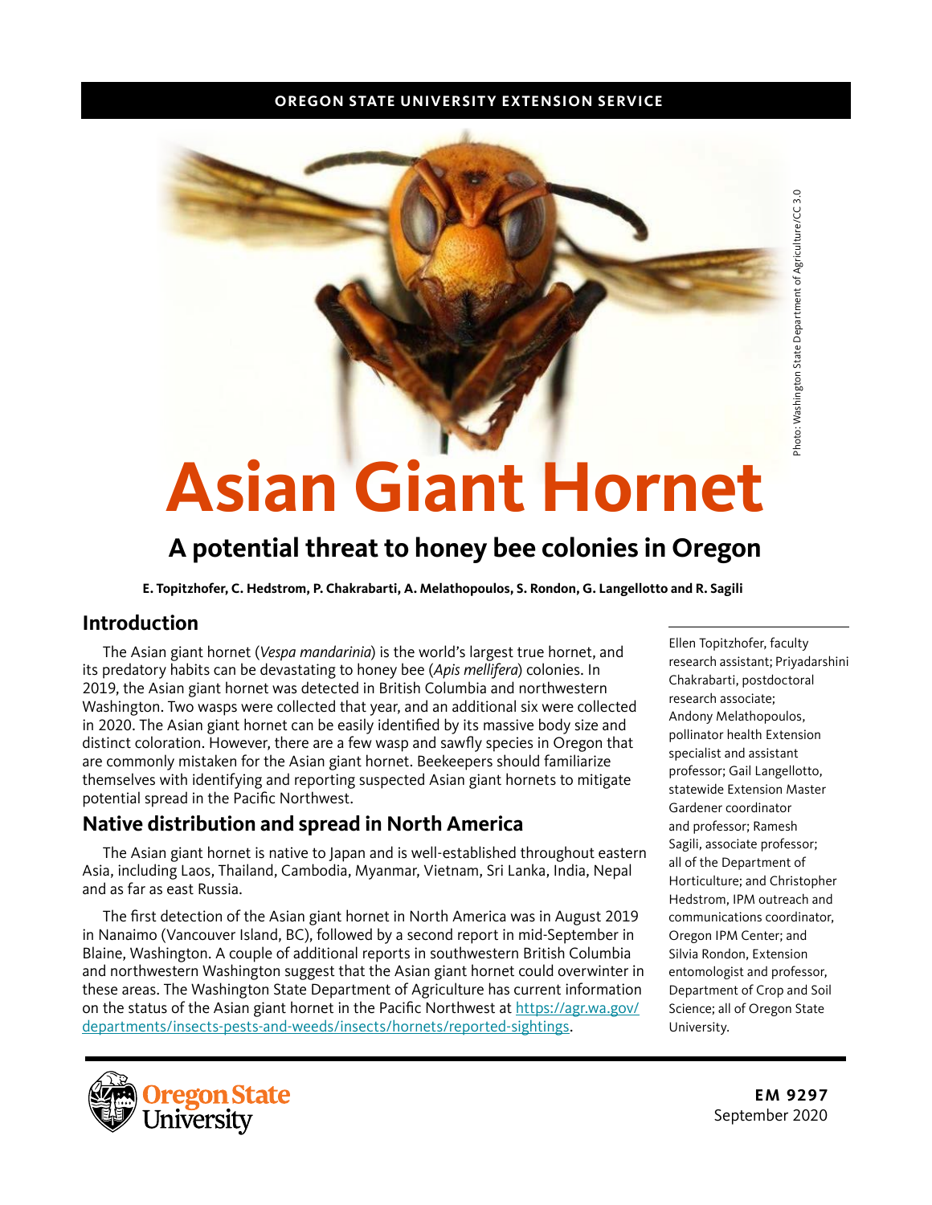OREGON STATE UNIVERSITY EXTENSION SERVICE

Photo: Washington State Department of Agriculture/CC 3.0

# Asian Giant Hornet

## A potential threat to honey bee colonies in Oregon

**E. Topitzhofer, C. Hedstrom, P. Chakrabarti, A. Melathopoulos, S. Rondon, G. Langellotto and R. Sagili**

## Introduction

The Asian giant hornet (*Vespa mandarinia*) is the world's largest true hornet, and its predatory habits can be devastating to honey bee (*Apis mellifera*) colonies. In 2019, the Asian giant hornet was detected in British Columbia and northwestern Washington. Two wasps were collected that year, and an additional six were collected in 2020. The Asian giant hornet can be easily identified by its massive body size and distinct coloration. However, there are a few wasp and sawfly species in Oregon that are commonly mistaken for the Asian giant hornet. Beekeepers should familiarize themselves with identifying and reporting suspected Asian giant hornets to mitigate potential spread in the Pacific Northwest.

## Native distribution and spread in North America

The Asian giant hornet is native to Japan and is well-established throughout eastern Asia, including Laos, Thailand, Cambodia, Myanmar, Vietnam, Sri Lanka, India, Nepal and as far as east Russia.

The first detection of the Asian giant hornet in North America was in August 2019 in Nanaimo (Vancouver Island, BC), followed by a second report in mid-September in Blaine, Washington. A couple of additional reports in southwestern British Columbia and northwestern Washington suggest that the Asian giant hornet could overwinter in these areas. The Washington State Department of Agriculture has current information on the status of the Asian giant hornet in the Pacific Northwest at https://agr.wa.gov/departments/insects-pests-and-weeds/insects/hornets/reported-sightings.

Ellen Topitzhofer, faculty research assistant; Priyadarshini Chakrabarti, postdoctoral research associate; Andony Melathopoulos, pollinator health Extension specialist and assistant professor; Gail Langellotto, statewide Extension Master Gardener coordinator and professor; Ramesh Sagili, associate professor; all of the Department of Horticulture; and Christopher Hedstrom, IPM outreach and communications coordinator, Oregon IPM Center; and Silvia Rondon, Extension entomologist and professor, Department of Crop and Soil Science; all of Oregon State University.

Oregon State University

**EM 9297**
September 2020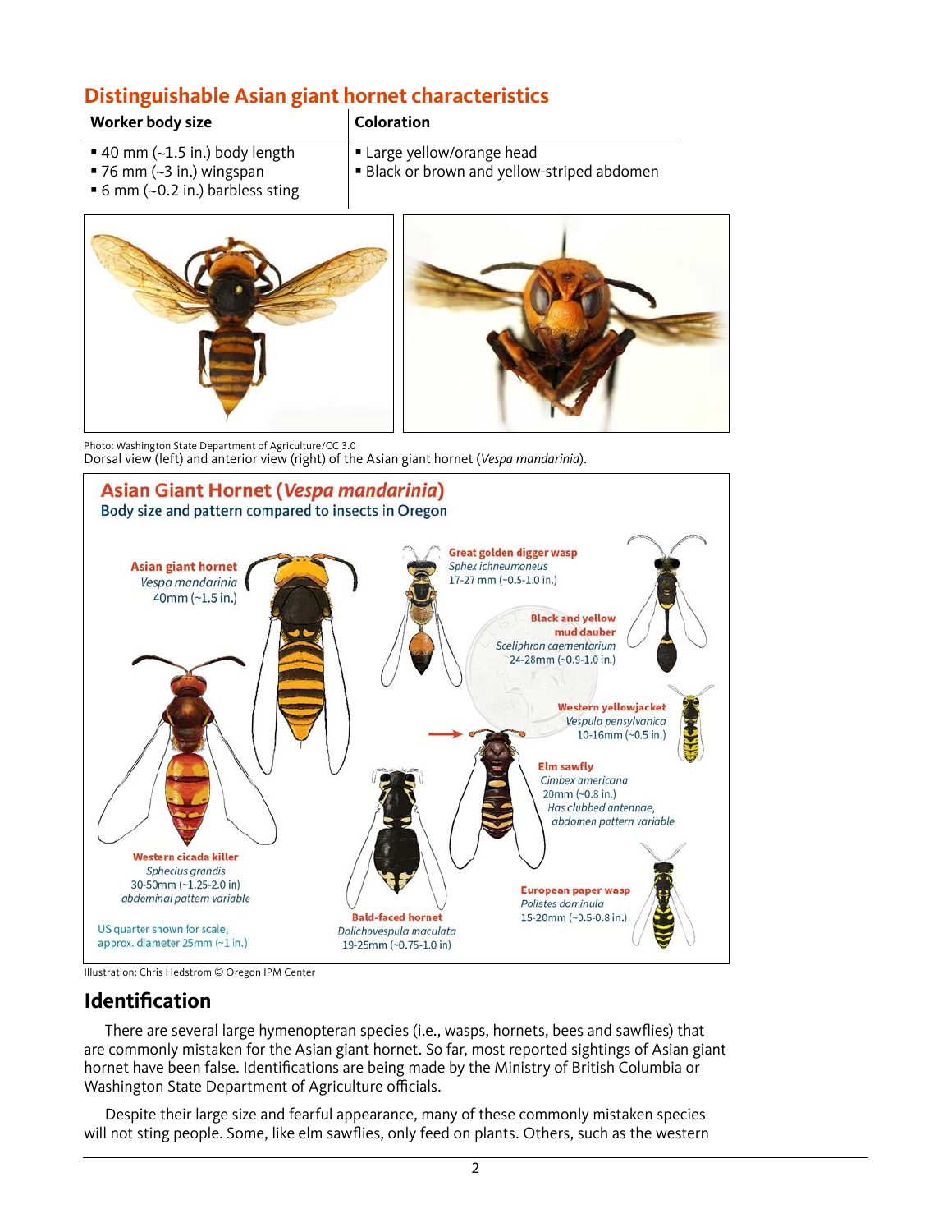## Distinguishable Asian giant hornet characteristics

| Worker body size | Coloration |
|---|---|
| ▪ 40 mm (~1.5 in.) body length<br>▪ 76 mm (~3 in.) wingspan<br>▪ 6 mm (~0.2 in.) barbless sting | ▪ Large yellow/orange head<br>▪ Black or brown and yellow-striped abdomen |

Photo: Washington State Department of Agriculture/CC 3.0
Dorsal view (left) and anterior view (right) of the Asian giant hornet (*Vespa mandarinia*).

**Asian Giant Hornet (*Vespa mandarinia*)**
Body size and pattern compared to insects in Oregon

Asian giant hornet
*Vespa mandarinia*
40mm (~1.5 in.)

Great golden digger wasp
*Sphex ichneumoneus*
17-27 mm (~0.5-1.0 in.)

Black and yellow mud dauber
*Sceliphron caementarium*
24-28mm (~0.9-1.0 in.)

Western yellowjacket
*Vespula pensylvanica*
10-16mm (~0.5 in.)

Elm sawfly
*Cimbex americana*
20mm (~0.8 in.)
Has clubbed antennae, abdomen pattern variable

Western cicada killer
*Sphecius grandis*
30-50mm (~1.25-2.0 in)
abdominal pattern variable

Bald-faced hornet
*Dolichovespula maculata*
19-25mm (~0.75-1.0 in)

European paper wasp
*Polistes dominula*
15-20mm (~0.5-0.8 in.)

US quarter shown for scale, approx. diameter 25mm (~1 in.)

Illustration: Chris Hedstrom © Oregon IPM Center

## Identification

There are several large hymenopteran species (i.e., wasps, hornets, bees and sawflies) that are commonly mistaken for the Asian giant hornet. So far, most reported sightings of Asian giant hornet have been false. Identifications are being made by the Ministry of British Columbia or Washington State Department of Agriculture officials.

Despite their large size and fearful appearance, many of these commonly mistaken species will not sting people. Some, like elm sawflies, only feed on plants. Others, such as the western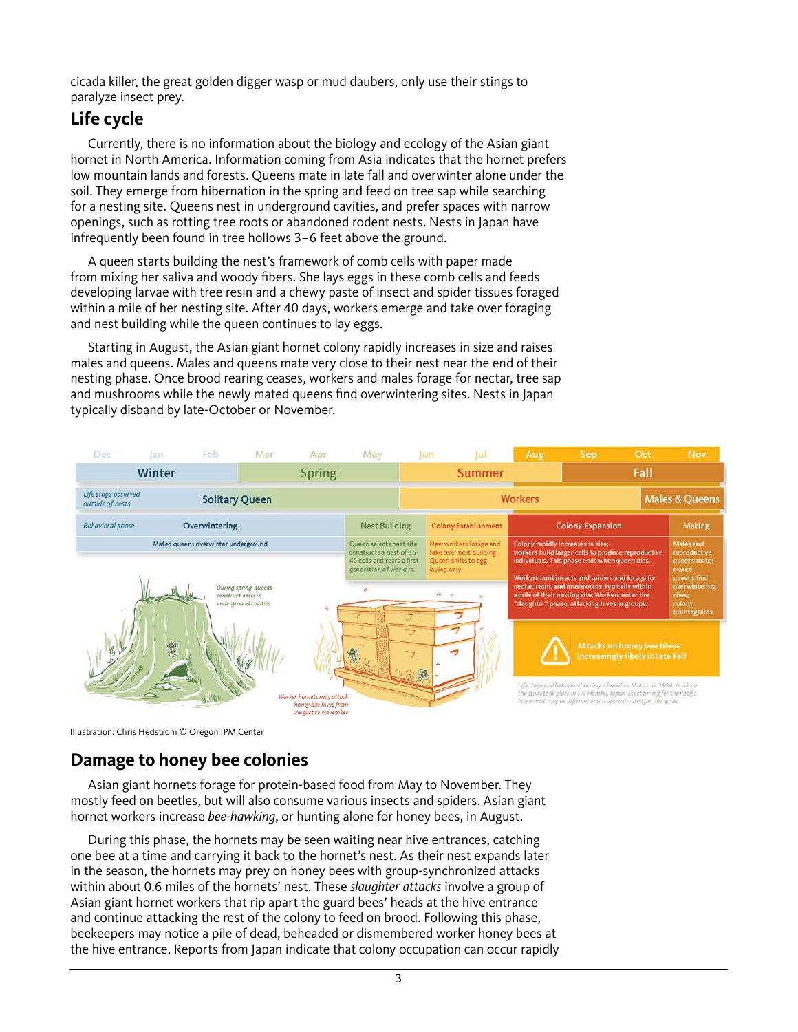cicada killer, the great golden digger wasp or mud daubers, only use their stings to paralyze insect prey.

## Life cycle

Currently, there is no information about the biology and ecology of the Asian giant hornet in North America. Information coming from Asia indicates that the hornet prefers low mountain lands and forests. Queens mate in late fall and overwinter alone under the soil. They emerge from hibernation in the spring and feed on tree sap while searching for a nesting site. Queens nest in underground cavities, and prefer spaces with narrow openings, such as rotting tree roots or abandoned rodent nests. Nests in Japan have infrequently been found in tree hollows 3–6 feet above the ground.

A queen starts building the nest's framework of comb cells with paper made from mixing her saliva and woody fibers. She lays eggs in these comb cells and feeds developing larvae with tree resin and a chewy paste of insect and spider tissues foraged within a mile of her nesting site. After 40 days, workers emerge and take over foraging and nest building while the queen continues to lay eggs.

Starting in August, the Asian giant hornet colony rapidly increases in size and raises males and queens. Males and queens mate very close to their nest near the end of their nesting phase. Once brood rearing ceases, workers and males forage for nectar, tree sap and mushrooms while the newly mated queens find overwintering sites. Nests in Japan typically disband by late-October or November.

Dec Jan Feb Mar Apr May Jun Jul Aug Sep Oct Nov

Winter Spring Summer Fall

*Life stage observed outside of nests*: Solitary Queen; Workers; Males & Queens

*Behavioral phase*: Overwintering; Nest Building; Colony Establishment; Colony Expansion; Mating

Mated queens overwinter underground

Queen selects nest site; constructs a nest of 35-40 cells and rears a first generation of workers.

New workers forage and take over nest building; Queen shifts to egg laying only

Colony rapidly increases in size; workers build larger cells to produce reproductive individuals. This phase ends when queen dies.

Workers hunt insects and spiders and forage for nectar, resin, and mushrooms, typically within a mile of their nesting site. Workers enter the "slaughter" phase, attacking hives in groups.

Males and reproductive queens mate; mated queens find overwintering sites; colony disintegrates

*During spring, queens construct nests in underground cavities.*

*Worker hornets may attack honey bee hives from August to November*

Attacks on honey bee hives increasingly likely in late Fall

*Life stage and behavioral timing is based on Matsuura 1984, in which the study took place in SW Honshu, Japan. Exact timing for the Pacific Northwest may be different and is approximated for this guide.*

Illustration: Chris Hedstrom © Oregon IPM Center

## Damage to honey bee colonies

Asian giant hornets forage for protein-based food from May to November. They mostly feed on beetles, but will also consume various insects and spiders. Asian giant hornet workers increase *bee-hawking*, or hunting alone for honey bees, in August.

During this phase, the hornets may be seen waiting near hive entrances, catching one bee at a time and carrying it back to the hornet's nest. As their nest expands later in the season, the hornets may prey on honey bees with group-synchronized attacks within about 0.6 miles of the hornets' nest. These *slaughter attacks* involve a group of Asian giant hornet workers that rip apart the guard bees' heads at the hive entrance and continue attacking the rest of the colony to feed on brood. Following this phase, beekeepers may notice a pile of dead, beheaded or dismembered worker honey bees at the hive entrance. Reports from Japan indicate that colony occupation can occur rapidly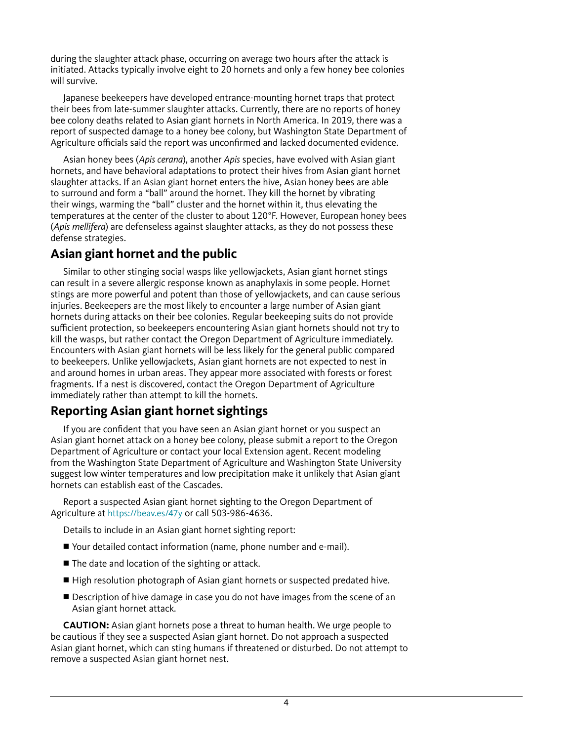during the slaughter attack phase, occurring on average two hours after the attack is initiated. Attacks typically involve eight to 20 hornets and only a few honey bee colonies will survive.

Japanese beekeepers have developed entrance-mounting hornet traps that protect their bees from late-summer slaughter attacks. Currently, there are no reports of honey bee colony deaths related to Asian giant hornets in North America. In 2019, there was a report of suspected damage to a honey bee colony, but Washington State Department of Agriculture officials said the report was unconfirmed and lacked documented evidence.

Asian honey bees (*Apis cerana*), another *Apis* species, have evolved with Asian giant hornets, and have behavioral adaptations to protect their hives from Asian giant hornet slaughter attacks. If an Asian giant hornet enters the hive, Asian honey bees are able to surround and form a "ball" around the hornet. They kill the hornet by vibrating their wings, warming the "ball" cluster and the hornet within it, thus elevating the temperatures at the center of the cluster to about 120°F. However, European honey bees (*Apis mellifera*) are defenseless against slaughter attacks, as they do not possess these defense strategies.

## Asian giant hornet and the public

Similar to other stinging social wasps like yellowjackets, Asian giant hornet stings can result in a severe allergic response known as anaphylaxis in some people. Hornet stings are more powerful and potent than those of yellowjackets, and can cause serious injuries. Beekeepers are the most likely to encounter a large number of Asian giant hornets during attacks on their bee colonies. Regular beekeeping suits do not provide sufficient protection, so beekeepers encountering Asian giant hornets should not try to kill the wasps, but rather contact the Oregon Department of Agriculture immediately. Encounters with Asian giant hornets will be less likely for the general public compared to beekeepers. Unlike yellowjackets, Asian giant hornets are not expected to nest in and around homes in urban areas. They appear more associated with forests or forest fragments. If a nest is discovered, contact the Oregon Department of Agriculture immediately rather than attempt to kill the hornets.

## Reporting Asian giant hornet sightings

If you are confident that you have seen an Asian giant hornet or you suspect an Asian giant hornet attack on a honey bee colony, please submit a report to the Oregon Department of Agriculture or contact your local Extension agent. Recent modeling from the Washington State Department of Agriculture and Washington State University suggest low winter temperatures and low precipitation make it unlikely that Asian giant hornets can establish east of the Cascades.

Report a suspected Asian giant hornet sighting to the Oregon Department of Agriculture at https://beav.es/47y or call 503-986-4636.

Details to include in an Asian giant hornet sighting report:

- Your detailed contact information (name, phone number and e-mail).
- The date and location of the sighting or attack.
- High resolution photograph of Asian giant hornets or suspected predated hive.
- Description of hive damage in case you do not have images from the scene of an Asian giant hornet attack.

**CAUTION:** Asian giant hornets pose a threat to human health. We urge people to be cautious if they see a suspected Asian giant hornet. Do not approach a suspected Asian giant hornet, which can sting humans if threatened or disturbed. Do not attempt to remove a suspected Asian giant hornet nest.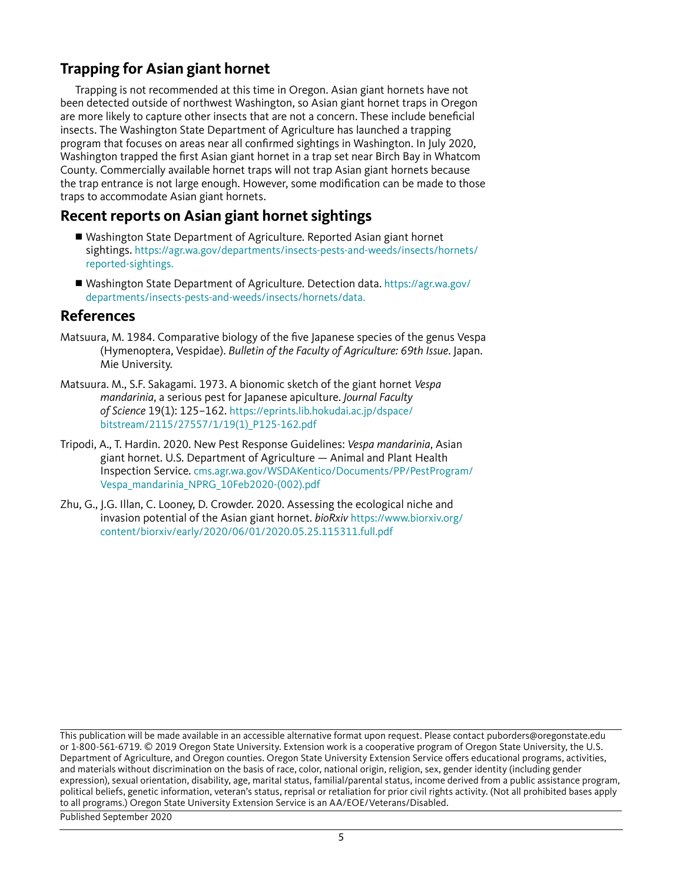## Trapping for Asian giant hornet

Trapping is not recommended at this time in Oregon. Asian giant hornets have not been detected outside of northwest Washington, so Asian giant hornet traps in Oregon are more likely to capture other insects that are not a concern. These include beneficial insects. The Washington State Department of Agriculture has launched a trapping program that focuses on areas near all confirmed sightings in Washington. In July 2020, Washington trapped the first Asian giant hornet in a trap set near Birch Bay in Whatcom County. Commercially available hornet traps will not trap Asian giant hornets because the trap entrance is not large enough. However, some modification can be made to those traps to accommodate Asian giant hornets.

## Recent reports on Asian giant hornet sightings

- Washington State Department of Agriculture. Reported Asian giant hornet sightings. https://agr.wa.gov/departments/insects-pests-and-weeds/insects/hornets/reported-sightings.
- Washington State Department of Agriculture. Detection data. https://agr.wa.gov/departments/insects-pests-and-weeds/insects/hornets/data.

## References

Matsuura, M. 1984. Comparative biology of the five Japanese species of the genus Vespa (Hymenoptera, Vespidae). *Bulletin of the Faculty of Agriculture: 69th Issue*. Japan. Mie University.

Matsuura. M., S.F. Sakagami. 1973. A bionomic sketch of the giant hornet *Vespa mandarinia*, a serious pest for Japanese apiculture. *Journal Faculty of Science* 19(1): 125–162. https://eprints.lib.hokudai.ac.jp/dspace/bitstream/2115/27557/1/19(1)_P125-162.pdf

Tripodi, A., T. Hardin. 2020. New Pest Response Guidelines: *Vespa mandarinia*, Asian giant hornet. U.S. Department of Agriculture — Animal and Plant Health Inspection Service. cms.agr.wa.gov/WSDAKentico/Documents/PP/PestProgram/Vespa_mandarinia_NPRG_10Feb2020-(002).pdf

Zhu, G., J.G. Illan, C. Looney, D. Crowder. 2020. Assessing the ecological niche and invasion potential of the Asian giant hornet. *bioRxiv* https://www.biorxiv.org/content/biorxiv/early/2020/06/01/2020.05.25.115311.full.pdf

This publication will be made available in an accessible alternative format upon request. Please contact puborders@oregonstate.edu or 1-800-561-6719. © 2019 Oregon State University. Extension work is a cooperative program of Oregon State University, the U.S. Department of Agriculture, and Oregon counties. Oregon State University Extension Service offers educational programs, activities, and materials without discrimination on the basis of race, color, national origin, religion, sex, gender identity (including gender expression), sexual orientation, disability, age, marital status, familial/parental status, income derived from a public assistance program, political beliefs, genetic information, veteran's status, reprisal or retaliation for prior civil rights activity. (Not all prohibited bases apply to all programs.) Oregon State University Extension Service is an AA/EOE/Veterans/Disabled.

Published September 2020